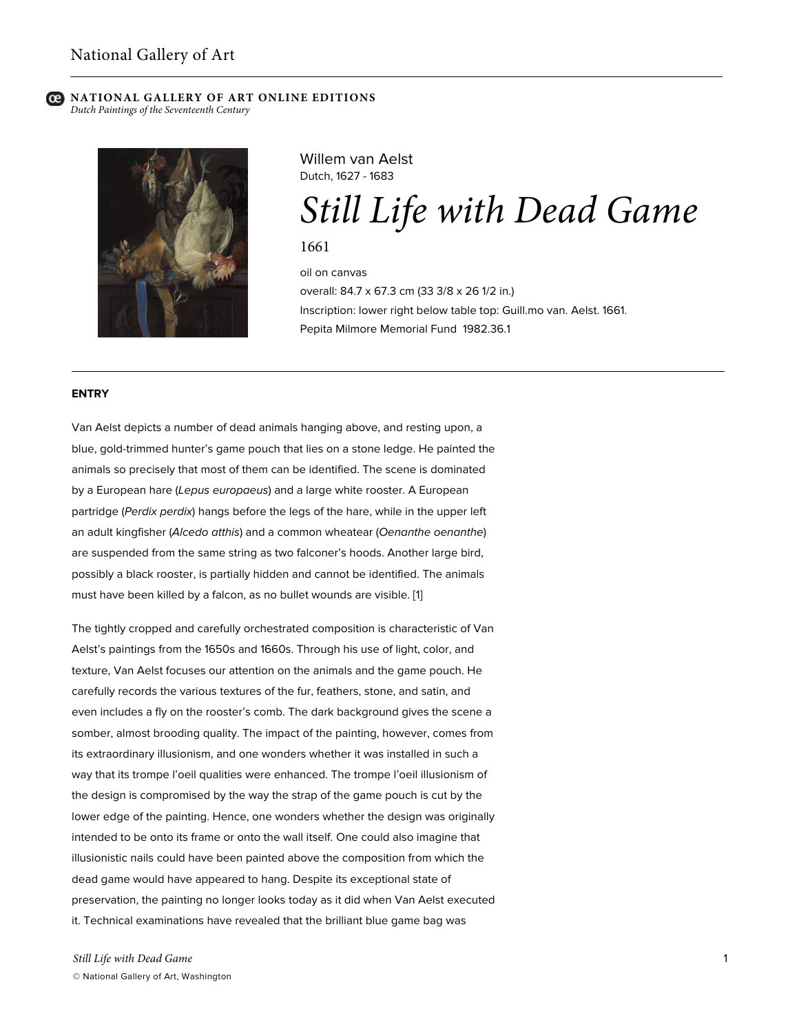National Gallery of Art

**NATIONAL GALLERY OF ART ONLINE EDITIONS**
*Dutch Paintings of the Seventeenth Century*

Willem van Aelst
Dutch, 1627 - 1683

# *Still Life with Dead Game*

1661

oil on canvas
overall: 84.7 x 67.3 cm (33 3/8 x 26 1/2 in.)
Inscription: lower right below table top: Guill.mo van. Aelst. 1661.
Pepita Milmore Memorial Fund 1982.36.1

## ENTRY

Van Aelst depicts a number of dead animals hanging above, and resting upon, a blue, gold-trimmed hunter's game pouch that lies on a stone ledge. He painted the animals so precisely that most of them can be identified. The scene is dominated by a European hare (*Lepus europaeus*) and a large white rooster. A European partridge (*Perdix perdix*) hangs before the legs of the hare, while in the upper left an adult kingfisher (*Alcedo atthis*) and a common wheatear (*Oenanthe oenanthe*) are suspended from the same string as two falconer's hoods. Another large bird, possibly a black rooster, is partially hidden and cannot be identified. The animals must have been killed by a falcon, as no bullet wounds are visible. [1]

The tightly cropped and carefully orchestrated composition is characteristic of Van Aelst's paintings from the 1650s and 1660s. Through his use of light, color, and texture, Van Aelst focuses our attention on the animals and the game pouch. He carefully records the various textures of the fur, feathers, stone, and satin, and even includes a fly on the rooster's comb. The dark background gives the scene a somber, almost brooding quality. The impact of the painting, however, comes from its extraordinary illusionism, and one wonders whether it was installed in such a way that its trompe l'oeil qualities were enhanced. The trompe l'oeil illusionism of the design is compromised by the way the strap of the game pouch is cut by the lower edge of the painting. Hence, one wonders whether the design was originally intended to be onto its frame or onto the wall itself. One could also imagine that illusionistic nails could have been painted above the composition from which the dead game would have appeared to hang. Despite its exceptional state of preservation, the painting no longer looks today as it did when Van Aelst executed it. Technical examinations have revealed that the brilliant blue game bag was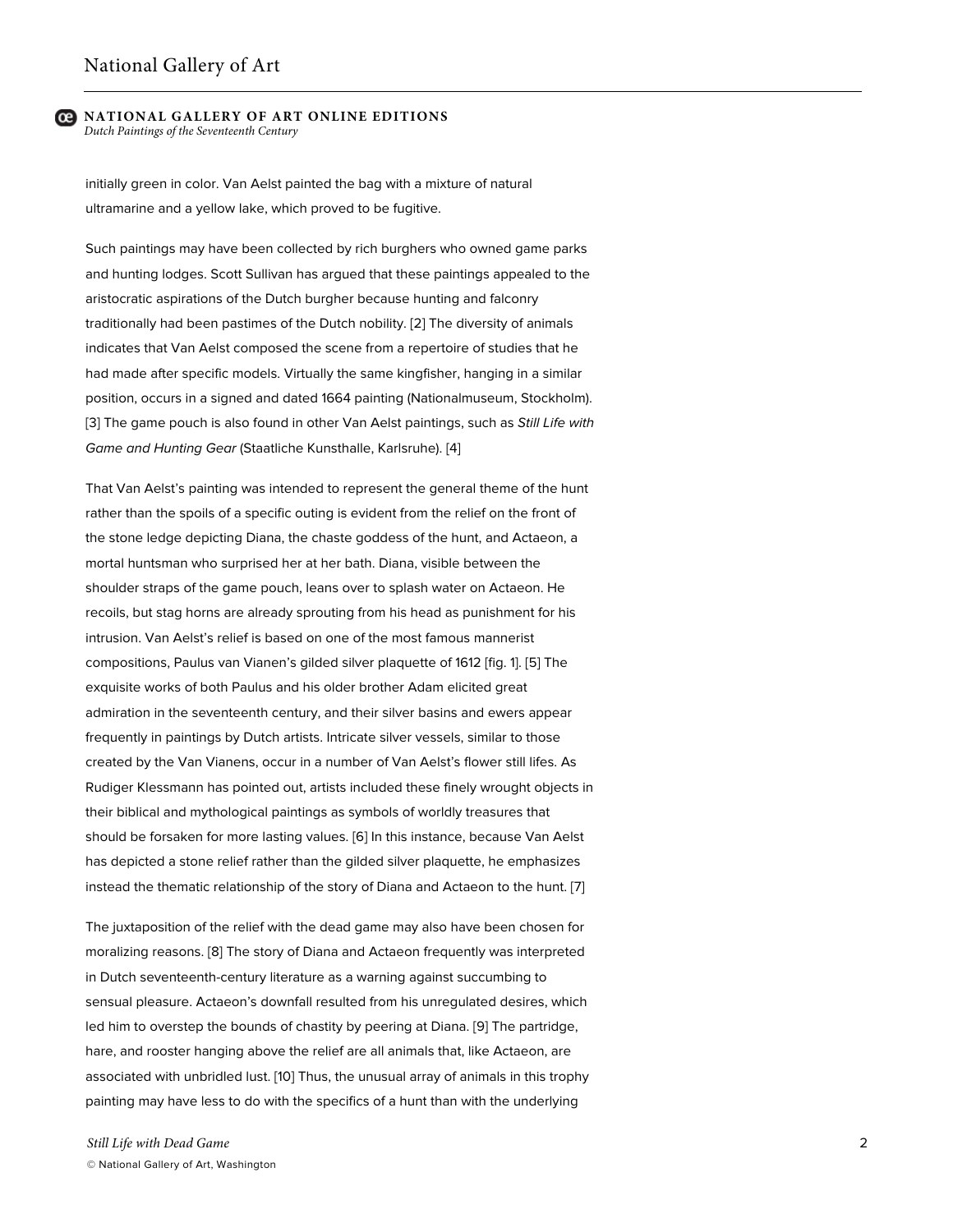initially green in color. Van Aelst painted the bag with a mixture of natural ultramarine and a yellow lake, which proved to be fugitive.

Such paintings may have been collected by rich burghers who owned game parks and hunting lodges. Scott Sullivan has argued that these paintings appealed to the aristocratic aspirations of the Dutch burgher because hunting and falconry traditionally had been pastimes of the Dutch nobility. [2] The diversity of animals indicates that Van Aelst composed the scene from a repertoire of studies that he had made after specific models. Virtually the same kingfisher, hanging in a similar position, occurs in a signed and dated 1664 painting (Nationalmuseum, Stockholm). [3] The game pouch is also found in other Van Aelst paintings, such as *Still Life with Game and Hunting Gear* (Staatliche Kunsthalle, Karlsruhe). [4]

That Van Aelst's painting was intended to represent the general theme of the hunt rather than the spoils of a specific outing is evident from the relief on the front of the stone ledge depicting Diana, the chaste goddess of the hunt, and Actaeon, a mortal huntsman who surprised her at her bath. Diana, visible between the shoulder straps of the game pouch, leans over to splash water on Actaeon. He recoils, but stag horns are already sprouting from his head as punishment for his intrusion. Van Aelst's relief is based on one of the most famous mannerist compositions, Paulus van Vianen's gilded silver plaquette of 1612 [fig. 1]. [5] The exquisite works of both Paulus and his older brother Adam elicited great admiration in the seventeenth century, and their silver basins and ewers appear frequently in paintings by Dutch artists. Intricate silver vessels, similar to those created by the Van Vianens, occur in a number of Van Aelst's flower still lifes. As Rudiger Klessmann has pointed out, artists included these finely wrought objects in their biblical and mythological paintings as symbols of worldly treasures that should be forsaken for more lasting values. [6] In this instance, because Van Aelst has depicted a stone relief rather than the gilded silver plaquette, he emphasizes instead the thematic relationship of the story of Diana and Actaeon to the hunt. [7]

The juxtaposition of the relief with the dead game may also have been chosen for moralizing reasons. [8] The story of Diana and Actaeon frequently was interpreted in Dutch seventeenth-century literature as a warning against succumbing to sensual pleasure. Actaeon's downfall resulted from his unregulated desires, which led him to overstep the bounds of chastity by peering at Diana. [9] The partridge, hare, and rooster hanging above the relief are all animals that, like Actaeon, are associated with unbridled lust. [10] Thus, the unusual array of animals in this trophy painting may have less to do with the specifics of a hunt than with the underlying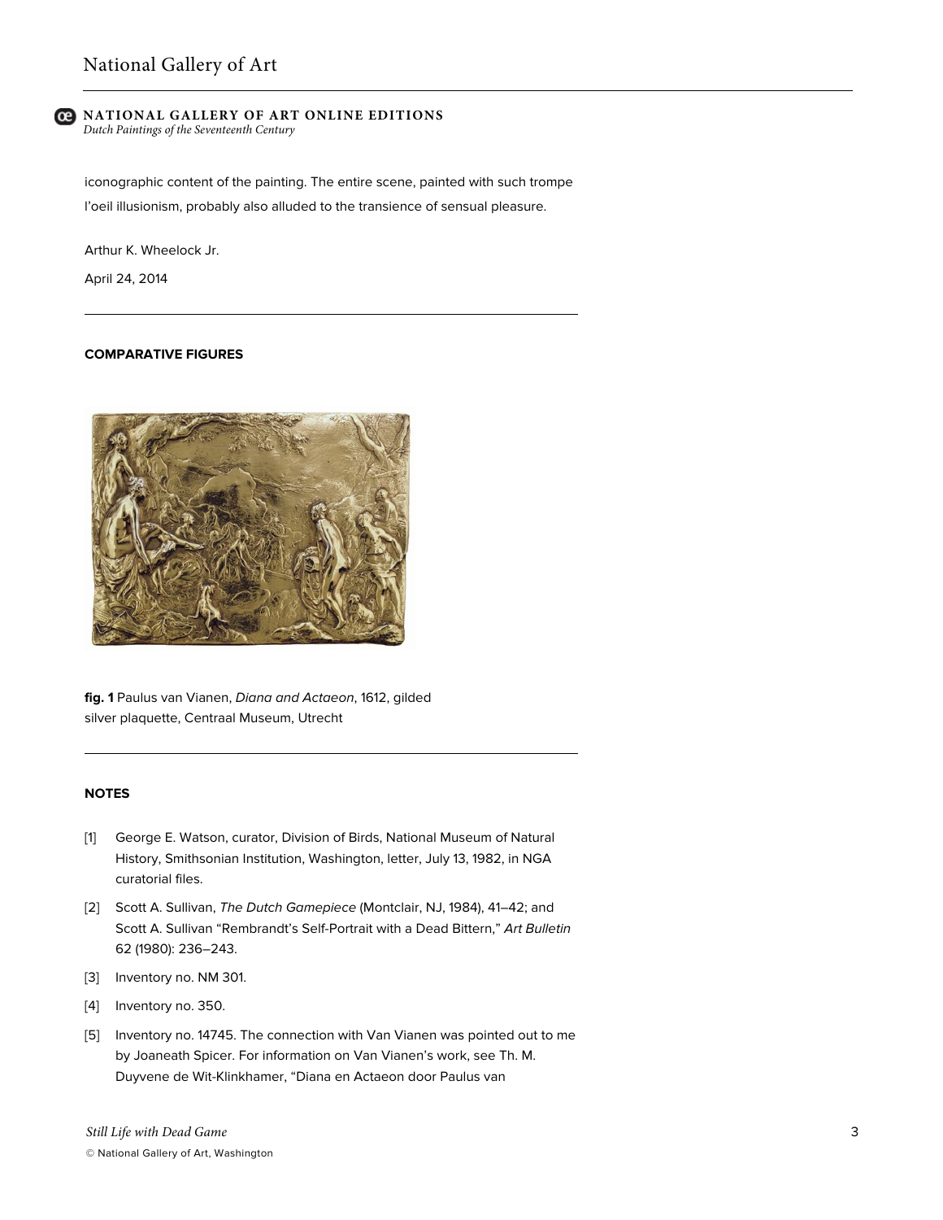iconographic content of the painting. The entire scene, painted with such trompe l'oeil illusionism, probably also alluded to the transience of sensual pleasure.

Arthur K. Wheelock Jr.

April 24, 2014

### COMPARATIVE FIGURES

**fig. 1** Paulus van Vianen, *Diana and Actaeon*, 1612, gilded silver plaquette, Centraal Museum, Utrecht

### NOTES

[1] George E. Watson, curator, Division of Birds, National Museum of Natural History, Smithsonian Institution, Washington, letter, July 13, 1982, in NGA curatorial files.

[2] Scott A. Sullivan, *The Dutch Gamepiece* (Montclair, NJ, 1984), 41–42; and Scott A. Sullivan "Rembrandt's Self-Portrait with a Dead Bittern," *Art Bulletin* 62 (1980): 236–243.

[3] Inventory no. NM 301.

[4] Inventory no. 350.

[5] Inventory no. 14745. The connection with Van Vianen was pointed out to me by Joaneath Spicer. For information on Van Vianen's work, see Th. M. Duyvene de Wit-Klinkhamer, "Diana en Actaeon door Paulus van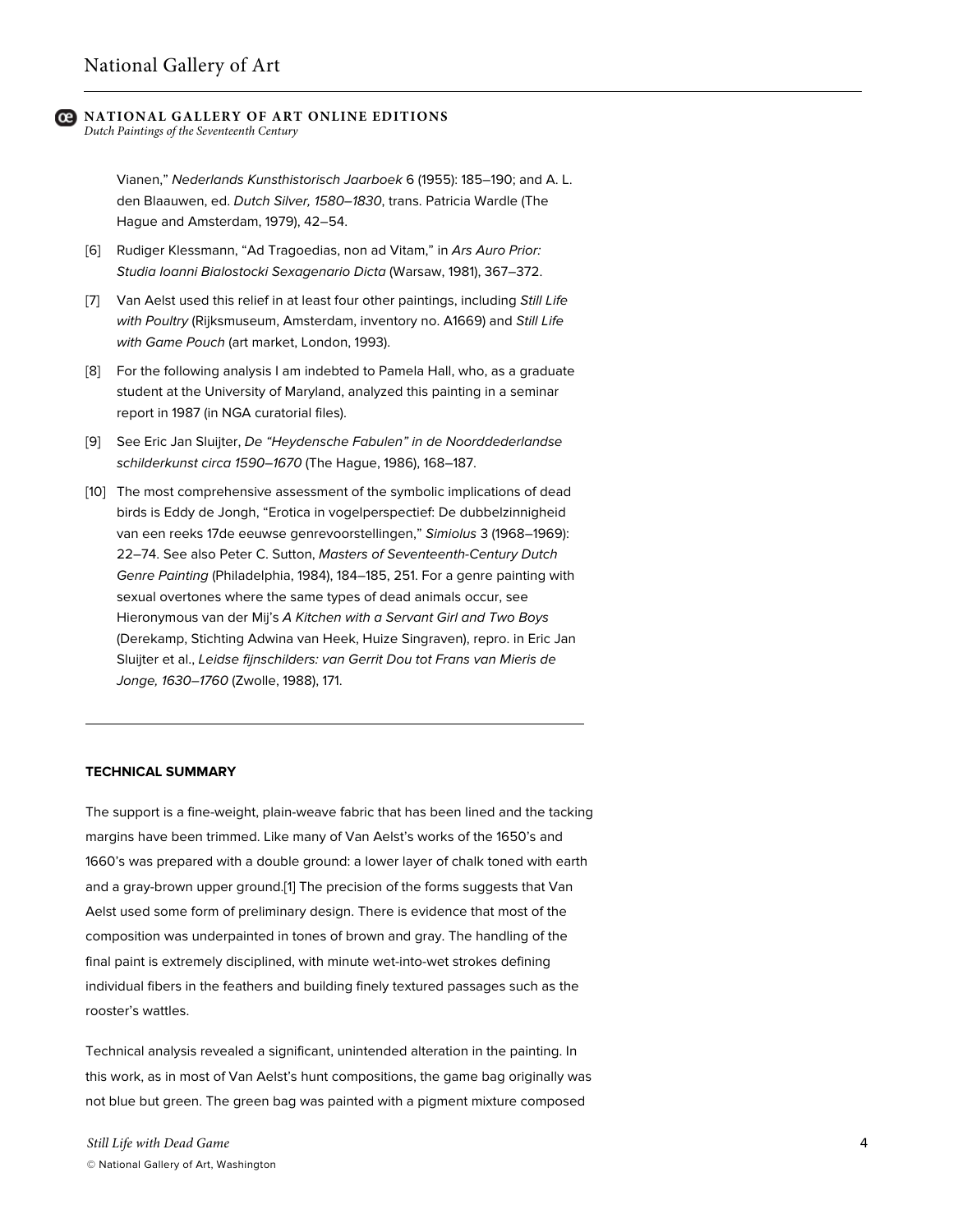Vianen," *Nederlands Kunsthistorisch Jaarboek* 6 (1955): 185–190; and A. L. den Blaauwen, ed. *Dutch Silver, 1580–1830*, trans. Patricia Wardle (The Hague and Amsterdam, 1979), 42–54.

[6] Rudiger Klessmann, "Ad Tragoedias, non ad Vitam," in *Ars Auro Prior: Studia Ioanni Bialostocki Sexagenario Dicta* (Warsaw, 1981), 367–372.

[7] Van Aelst used this relief in at least four other paintings, including *Still Life with Poultry* (Rijksmuseum, Amsterdam, inventory no. A1669) and *Still Life with Game Pouch* (art market, London, 1993).

[8] For the following analysis I am indebted to Pamela Hall, who, as a graduate student at the University of Maryland, analyzed this painting in a seminar report in 1987 (in NGA curatorial files).

[9] See Eric Jan Sluijter, *De "Heydensche Fabulen" in de Noorddederlandse schilderkunst circa 1590–1670* (The Hague, 1986), 168–187.

[10] The most comprehensive assessment of the symbolic implications of dead birds is Eddy de Jongh, "Erotica in vogelperspectief: De dubbelzinnigheid van een reeks 17de eeuwse genrevoorstellingen," *Simiolus* 3 (1968–1969): 22–74. See also Peter C. Sutton, *Masters of Seventeenth-Century Dutch Genre Painting* (Philadelphia, 1984), 184–185, 251. For a genre painting with sexual overtones where the same types of dead animals occur, see Hieronymous van der Mij's *A Kitchen with a Servant Girl and Two Boys* (Derekamp, Stichting Adwina van Heek, Huize Singraven), repro. in Eric Jan Sluijter et al., *Leidse fijnschilders: van Gerrit Dou tot Frans van Mieris de Jonge, 1630–1760* (Zwolle, 1988), 171.

---

**TECHNICAL SUMMARY**

The support is a fine-weight, plain-weave fabric that has been lined and the tacking margins have been trimmed. Like many of Van Aelst's works of the 1650's and 1660's was prepared with a double ground: a lower layer of chalk toned with earth and a gray-brown upper ground.[1] The precision of the forms suggests that Van Aelst used some form of preliminary design. There is evidence that most of the composition was underpainted in tones of brown and gray. The handling of the final paint is extremely disciplined, with minute wet-into-wet strokes defining individual fibers in the feathers and building finely textured passages such as the rooster's wattles.

Technical analysis revealed a significant, unintended alteration in the painting. In this work, as in most of Van Aelst's hunt compositions, the game bag originally was not blue but green. The green bag was painted with a pigment mixture composed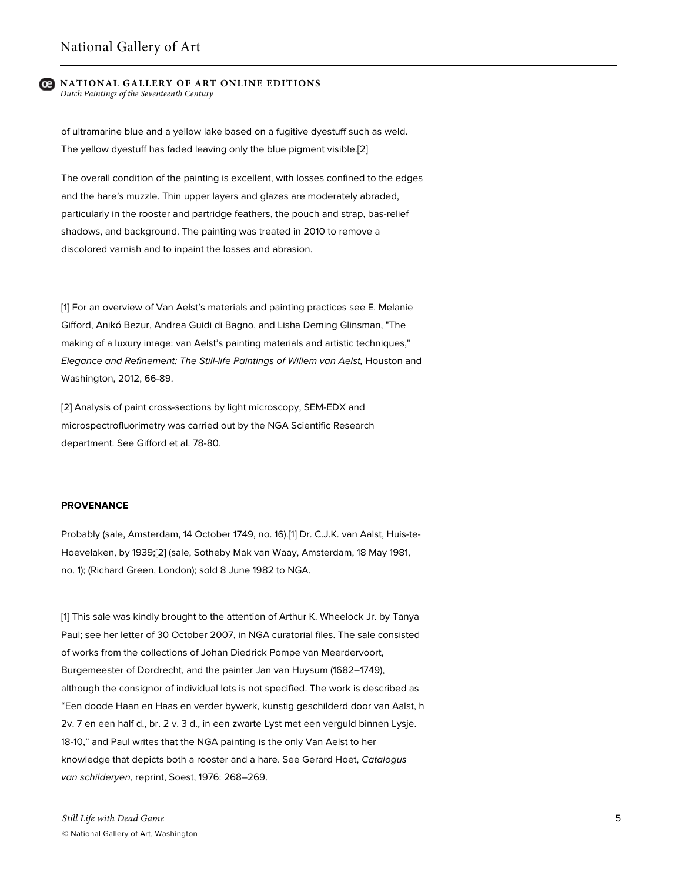of ultramarine blue and a yellow lake based on a fugitive dyestuff such as weld. The yellow dyestuff has faded leaving only the blue pigment visible.[2]

The overall condition of the painting is excellent, with losses confined to the edges and the hare's muzzle. Thin upper layers and glazes are moderately abraded, particularly in the rooster and partridge feathers, the pouch and strap, bas-relief shadows, and background. The painting was treated in 2010 to remove a discolored varnish and to inpaint the losses and abrasion.

[1] For an overview of Van Aelst's materials and painting practices see E. Melanie Gifford, Anikó Bezur, Andrea Guidi di Bagno, and Lisha Deming Glinsman, "The making of a luxury image: van Aelst's painting materials and artistic techniques," *Elegance and Refinement: The Still-life Paintings of Willem van Aelst,* Houston and Washington, 2012, 66-89.

[2] Analysis of paint cross-sections by light microscopy, SEM-EDX and microspectrofluorimetry was carried out by the NGA Scientific Research department. See Gifford et al. 78-80.

---

**PROVENANCE**

Probably (sale, Amsterdam, 14 October 1749, no. 16).[1] Dr. C.J.K. van Aalst, Huis-te-Hoevelaken, by 1939;[2] (sale, Sotheby Mak van Waay, Amsterdam, 18 May 1981, no. 1); (Richard Green, London); sold 8 June 1982 to NGA.

[1] This sale was kindly brought to the attention of Arthur K. Wheelock Jr. by Tanya Paul; see her letter of 30 October 2007, in NGA curatorial files. The sale consisted of works from the collections of Johan Diedrick Pompe van Meerdervoort, Burgemeester of Dordrecht, and the painter Jan van Huysum (1682–1749), although the consignor of individual lots is not specified. The work is described as "Een doode Haan en Haas en verder bywerk, kunstig geschilderd door van Aalst, h 2v. 7 en een half d., br. 2 v. 3 d., in een zwarte Lyst met een verguld binnen Lysje. 18-10," and Paul writes that the NGA painting is the only Van Aelst to her knowledge that depicts both a rooster and a hare. See Gerard Hoet, *Catalogus van schilderyen*, reprint, Soest, 1976: 268–269.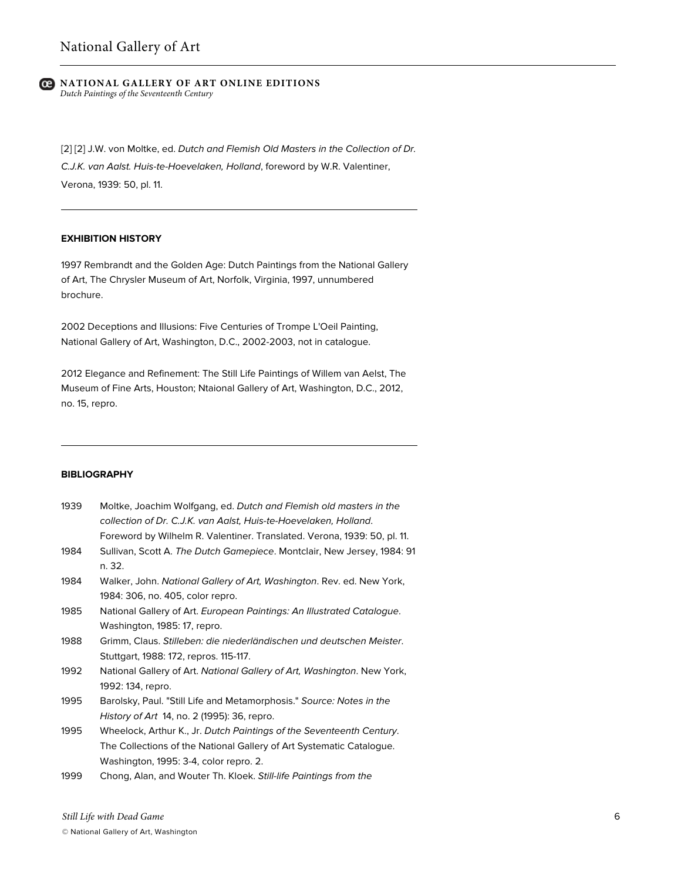[2] [2] J.W. von Moltke, ed. *Dutch and Flemish Old Masters in the Collection of Dr. C.J.K. van Aalst. Huis-te-Hoevelaken, Holland*, foreword by W.R. Valentiner, Verona, 1939: 50, pl. 11.

---

## EXHIBITION HISTORY

1997 Rembrandt and the Golden Age: Dutch Paintings from the National Gallery of Art, The Chrysler Museum of Art, Norfolk, Virginia, 1997, unnumbered brochure.

2002 Deceptions and Illusions: Five Centuries of Trompe L'Oeil Painting, National Gallery of Art, Washington, D.C., 2002-2003, not in catalogue.

2012 Elegance and Refinement: The Still Life Paintings of Willem van Aelst, The Museum of Fine Arts, Houston; Ntaional Gallery of Art, Washington, D.C., 2012, no. 15, repro.

---

## BIBLIOGRAPHY

1939 Moltke, Joachim Wolfgang, ed. *Dutch and Flemish old masters in the collection of Dr. C.J.K. van Aalst, Huis-te-Hoevelaken, Holland*. Foreword by Wilhelm R. Valentiner. Translated. Verona, 1939: 50, pl. 11.

1984 Sullivan, Scott A. *The Dutch Gamepiece*. Montclair, New Jersey, 1984: 91 n. 32.

1984 Walker, John. *National Gallery of Art, Washington*. Rev. ed. New York, 1984: 306, no. 405, color repro.

1985 National Gallery of Art. *European Paintings: An Illustrated Catalogue*. Washington, 1985: 17, repro.

1988 Grimm, Claus. *Stilleben: die niederländischen und deutschen Meister*. Stuttgart, 1988: 172, repros. 115-117.

1992 National Gallery of Art. *National Gallery of Art, Washington*. New York, 1992: 134, repro.

1995 Barolsky, Paul. "Still Life and Metamorphosis." *Source: Notes in the History of Art* 14, no. 2 (1995): 36, repro.

1995 Wheelock, Arthur K., Jr. *Dutch Paintings of the Seventeenth Century*. The Collections of the National Gallery of Art Systematic Catalogue. Washington, 1995: 3-4, color repro. 2.

1999 Chong, Alan, and Wouter Th. Kloek. *Still-life Paintings from the*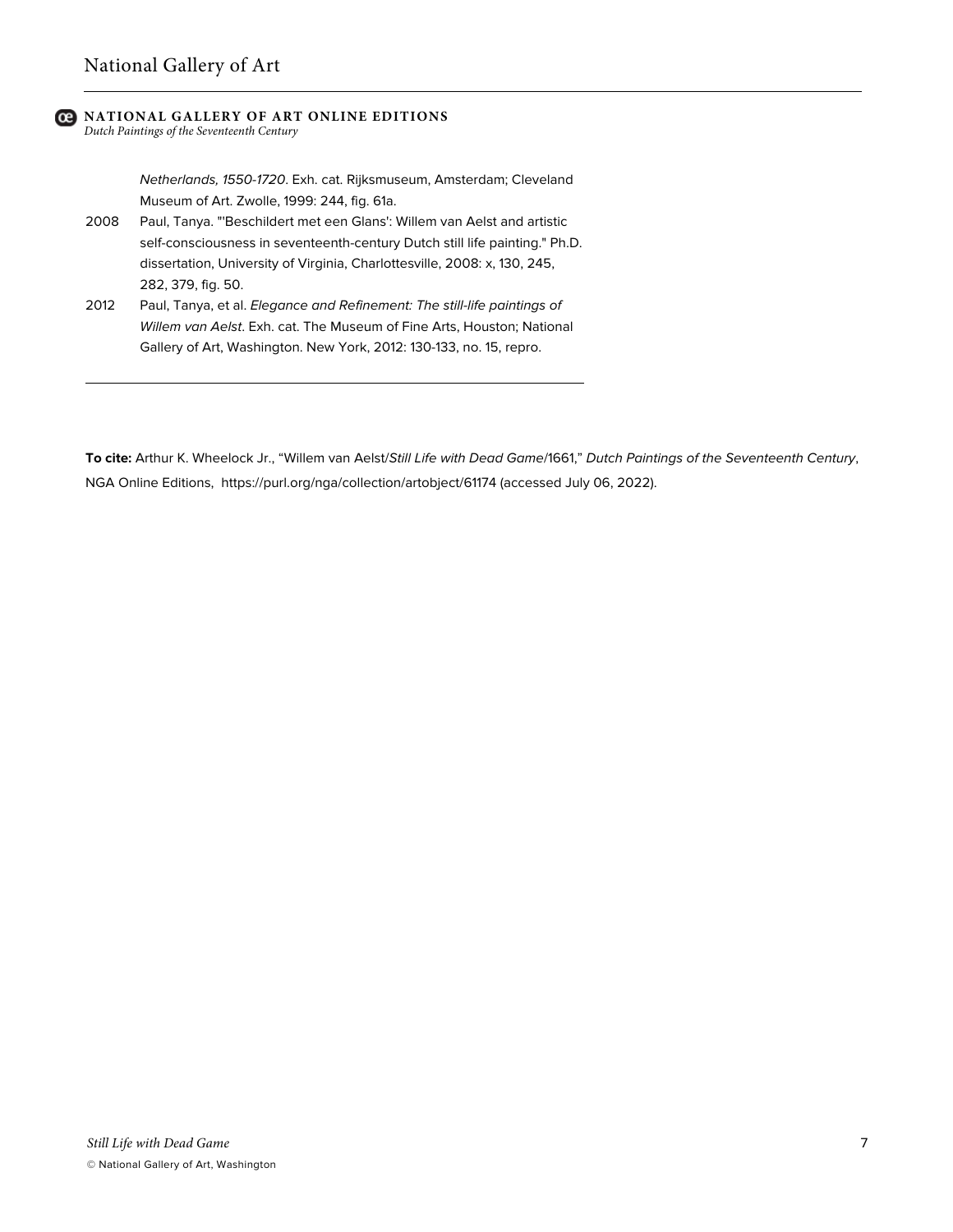*Netherlands, 1550-1720*. Exh. cat. Rijksmuseum, Amsterdam; Cleveland Museum of Art. Zwolle, 1999: 244, fig. 61a.

2008 Paul, Tanya. "'Beschildert met een Glans': Willem van Aelst and artistic self-consciousness in seventeenth-century Dutch still life painting." Ph.D. dissertation, University of Virginia, Charlottesville, 2008: x, 130, 245, 282, 379, fig. 50.

2012 Paul, Tanya, et al. *Elegance and Refinement: The still-life paintings of Willem van Aelst*. Exh. cat. The Museum of Fine Arts, Houston; National Gallery of Art, Washington. New York, 2012: 130-133, no. 15, repro.

---

**To cite:** Arthur K. Wheelock Jr., "Willem van Aelst/*Still Life with Dead Game*/1661," *Dutch Paintings of the Seventeenth Century*, NGA Online Editions, https://purl.org/nga/collection/artobject/61174 (accessed July 06, 2022).